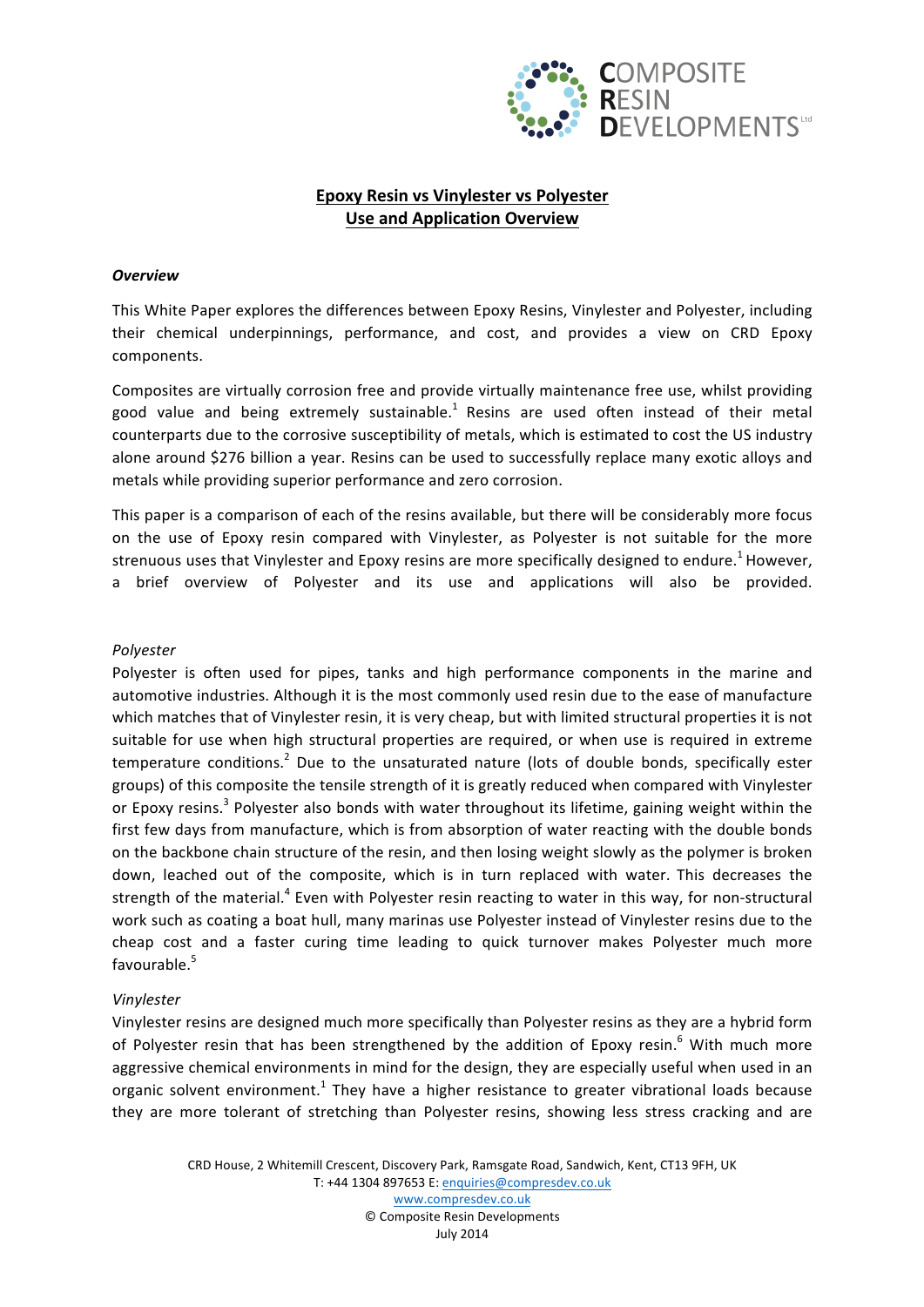# Epoxy Resin vs Vinylester vs Polyester
## Use and Application Overview

### *Overview*

This White Paper explores the differences between Epoxy Resins, Vinylester and Polyester, including their chemical underpinnings, performance, and cost, and provides a view on CRD Epoxy components.

Composites are virtually corrosion free and provide virtually maintenance free use, whilst providing good value and being extremely sustainable.[1] Resins are used often instead of their metal counterparts due to the corrosive susceptibility of metals, which is estimated to cost the US industry alone around $276 billion a year. Resins can be used to successfully replace many exotic alloys and metals while providing superior performance and zero corrosion.

This paper is a comparison of each of the resins available, but there will be considerably more focus on the use of Epoxy resin compared with Vinylester, as Polyester is not suitable for the more strenuous uses that Vinylester and Epoxy resins are more specifically designed to endure.[1] However, a brief overview of Polyester and its use and applications will also be provided.

*Polyester*

Polyester is often used for pipes, tanks and high performance components in the marine and automotive industries. Although it is the most commonly used resin due to the ease of manufacture which matches that of Vinylester resin, it is very cheap, but with limited structural properties it is not suitable for use when high structural properties are required, or when use is required in extreme temperature conditions.[2] Due to the unsaturated nature (lots of double bonds, specifically ester groups) of this composite the tensile strength of it is greatly reduced when compared with Vinylester or Epoxy resins.[3] Polyester also bonds with water throughout its lifetime, gaining weight within the first few days from manufacture, which is from absorption of water reacting with the double bonds on the backbone chain structure of the resin, and then losing weight slowly as the polymer is broken down, leached out of the composite, which is in turn replaced with water. This decreases the strength of the material.[4] Even with Polyester resin reacting to water in this way, for non-structural work such as coating a boat hull, many marinas use Polyester instead of Vinylester resins due to the cheap cost and a faster curing time leading to quick turnover makes Polyester much more favourable.[5]

*Vinylester*

Vinylester resins are designed much more specifically than Polyester resins as they are a hybrid form of Polyester resin that has been strengthened by the addition of Epoxy resin.[6] With much more aggressive chemical environments in mind for the design, they are especially useful when used in an organic solvent environment.[1] They have a higher resistance to greater vibrational loads because they are more tolerant of stretching than Polyester resins, showing less stress cracking and are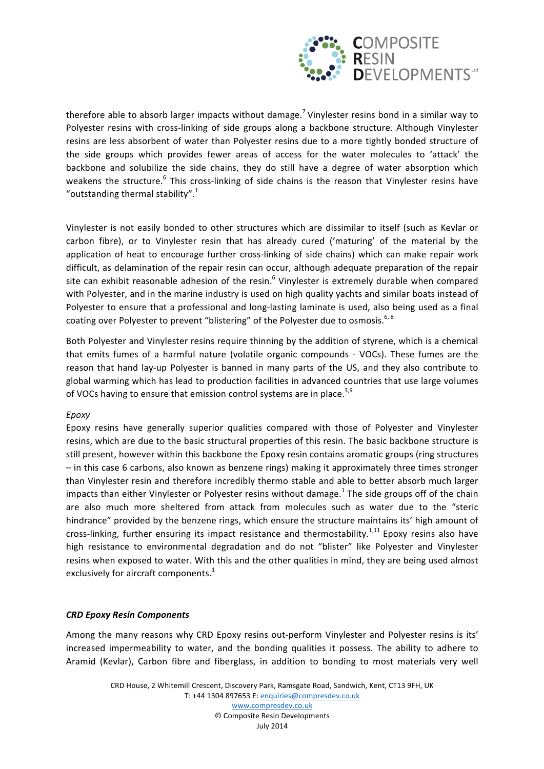therefore able to absorb larger impacts without damage.[7] Vinylester resins bond in a similar way to Polyester resins with cross-linking of side groups along a backbone structure. Although Vinylester resins are less absorbent of water than Polyester resins due to a more tightly bonded structure of the side groups which provides fewer areas of access for the water molecules to 'attack' the backbone and solubilize the side chains, they do still have a degree of water absorption which weakens the structure.[6] This cross-linking of side chains is the reason that Vinylester resins have "outstanding thermal stability".[1]

Vinylester is not easily bonded to other structures which are dissimilar to itself (such as Kevlar or carbon fibre), or to Vinylester resin that has already cured ('maturing' of the material by the application of heat to encourage further cross-linking of side chains) which can make repair work difficult, as delamination of the repair resin can occur, although adequate preparation of the repair site can exhibit reasonable adhesion of the resin.[6] Vinylester is extremely durable when compared with Polyester, and in the marine industry is used on high quality yachts and similar boats instead of Polyester to ensure that a professional and long-lasting laminate is used, also being used as a final coating over Polyester to prevent "blistering" of the Polyester due to osmosis.[6, 8]

Both Polyester and Vinylester resins require thinning by the addition of styrene, which is a chemical that emits fumes of a harmful nature (volatile organic compounds - VOCs). These fumes are the reason that hand lay-up Polyester is banned in many parts of the US, and they also contribute to global warming which has lead to production facilities in advanced countries that use large volumes of VOCs having to ensure that emission control systems are in place.[3,9]

*Epoxy*

Epoxy resins have generally superior qualities compared with those of Polyester and Vinylester resins, which are due to the basic structural properties of this resin. The basic backbone structure is still present, however within this backbone the Epoxy resin contains aromatic groups (ring structures – in this case 6 carbons, also known as benzene rings) making it approximately three times stronger than Vinylester resin and therefore incredibly thermo stable and able to better absorb much larger impacts than either Vinylester or Polyester resins without damage.[1] The side groups off of the chain are also much more sheltered from attack from molecules such as water due to the "steric hindrance" provided by the benzene rings, which ensure the structure maintains its' high amount of cross-linking, further ensuring its impact resistance and thermostability.[1,11] Epoxy resins also have high resistance to environmental degradation and do not "blister" like Polyester and Vinylester resins when exposed to water. With this and the other qualities in mind, they are being used almost exclusively for aircraft components.[1]

### *CRD Epoxy Resin Components*

Among the many reasons why CRD Epoxy resins out-perform Vinylester and Polyester resins is its' increased impermeability to water, and the bonding qualities it possess. The ability to adhere to Aramid (Kevlar), Carbon fibre and fiberglass, in addition to bonding to most materials very well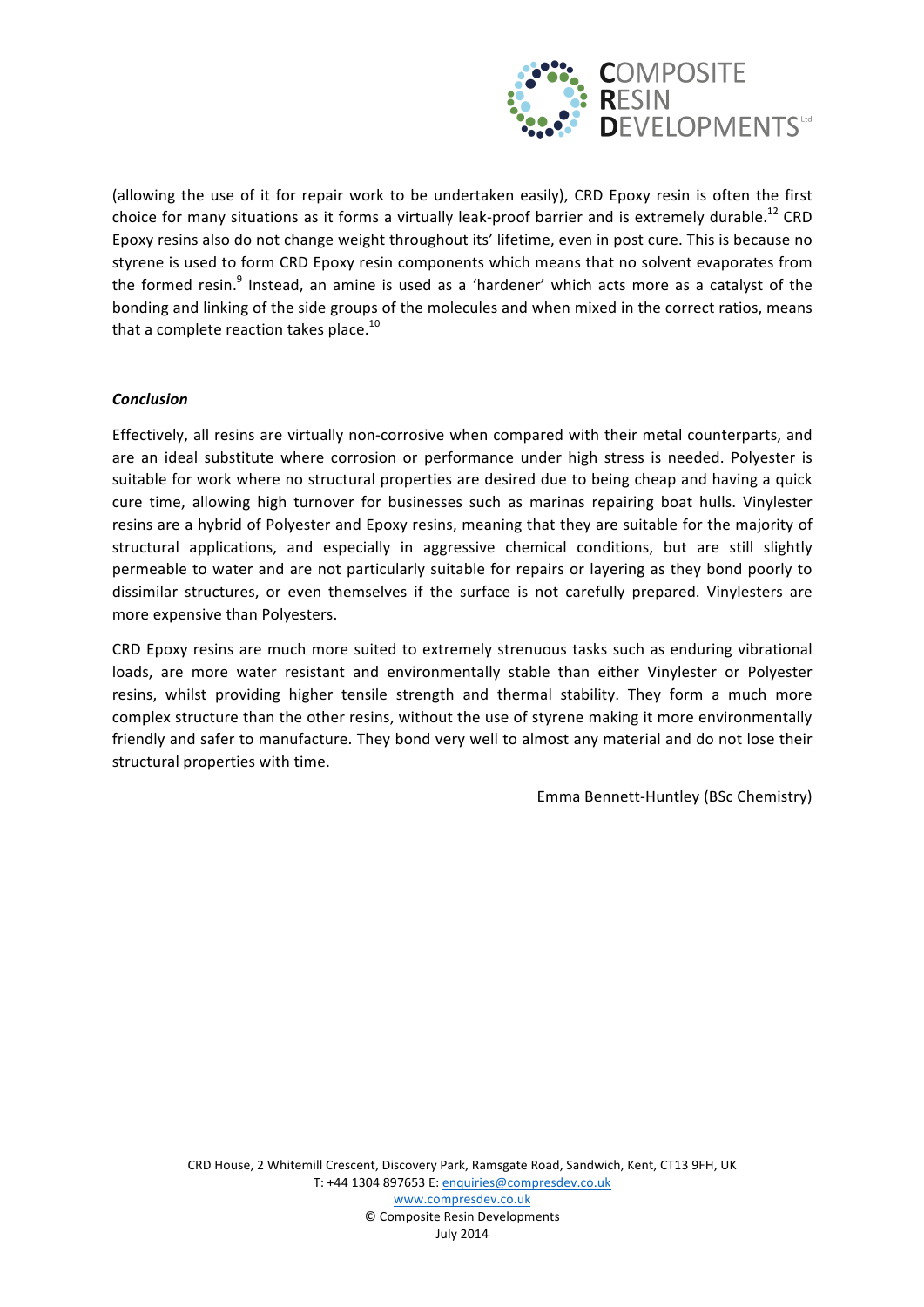(allowing the use of it for repair work to be undertaken easily), CRD Epoxy resin is often the first choice for many situations as it forms a virtually leak-proof barrier and is extremely durable.[12] CRD Epoxy resins also do not change weight throughout its' lifetime, even in post cure. This is because no styrene is used to form CRD Epoxy resin components which means that no solvent evaporates from the formed resin.[9] Instead, an amine is used as a 'hardener' which acts more as a catalyst of the bonding and linking of the side groups of the molecules and when mixed in the correct ratios, means that a complete reaction takes place.[10]

***Conclusion***

Effectively, all resins are virtually non-corrosive when compared with their metal counterparts, and are an ideal substitute where corrosion or performance under high stress is needed. Polyester is suitable for work where no structural properties are desired due to being cheap and having a quick cure time, allowing high turnover for businesses such as marinas repairing boat hulls. Vinylester resins are a hybrid of Polyester and Epoxy resins, meaning that they are suitable for the majority of structural applications, and especially in aggressive chemical conditions, but are still slightly permeable to water and are not particularly suitable for repairs or layering as they bond poorly to dissimilar structures, or even themselves if the surface is not carefully prepared. Vinylesters are more expensive than Polyesters.

CRD Epoxy resins are much more suited to extremely strenuous tasks such as enduring vibrational loads, are more water resistant and environmentally stable than either Vinylester or Polyester resins, whilst providing higher tensile strength and thermal stability. They form a much more complex structure than the other resins, without the use of styrene making it more environmentally friendly and safer to manufacture. They bond very well to almost any material and do not lose their structural properties with time.

Emma Bennett-Huntley (BSc Chemistry)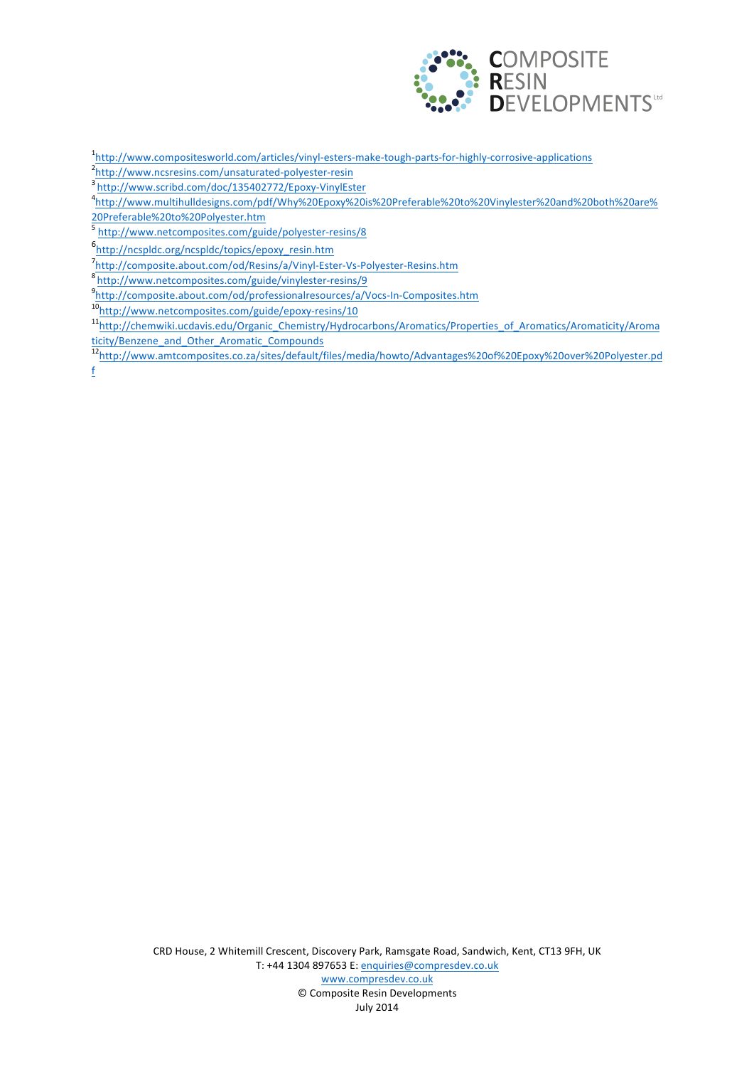[1]http://www.compositesworld.com/articles/vinyl-esters-make-tough-parts-for-highly-corrosive-applications

[2]http://www.ncsresins.com/unsaturated-polyester-resin

[3] http://www.scribd.com/doc/135402772/Epoxy-VinylEster

[4]http://www.multihulldesigns.com/pdf/Why%20Epoxy%20is%20Preferable%20to%20Vinylester%20and%20both%20are%20Preferable%20to%20Polyester.htm

[5] http://www.netcomposites.com/guide/polyester-resins/8

[6]http://ncspldc.org/ncspldc/topics/epoxy_resin.htm

[7]http://composite.about.com/od/Resins/a/Vinyl-Ester-Vs-Polyester-Resins.htm

[8] http://www.netcomposites.com/guide/vinylester-resins/9

[9]http://composite.about.com/od/professionalresources/a/Vocs-In-Composites.htm

[10]http://www.netcomposites.com/guide/epoxy-resins/10

[11]http://chemwiki.ucdavis.edu/Organic_Chemistry/Hydrocarbons/Aromatics/Properties_of_Aromatics/Aromaticity/Benzene_and_Other_Aromatic_Compounds

[12]http://www.amtcomposites.co.za/sites/default/files/media/howto/Advantages%20of%20Epoxy%20over%20Polyester.pdf

CRD House, 2 Whitemill Crescent, Discovery Park, Ramsgate Road, Sandwich, Kent, CT13 9FH, UK
T: +44 1304 897653 E: enquiries@compresdev.co.uk
www.compresdev.co.uk
© Composite Resin Developments
July 2014